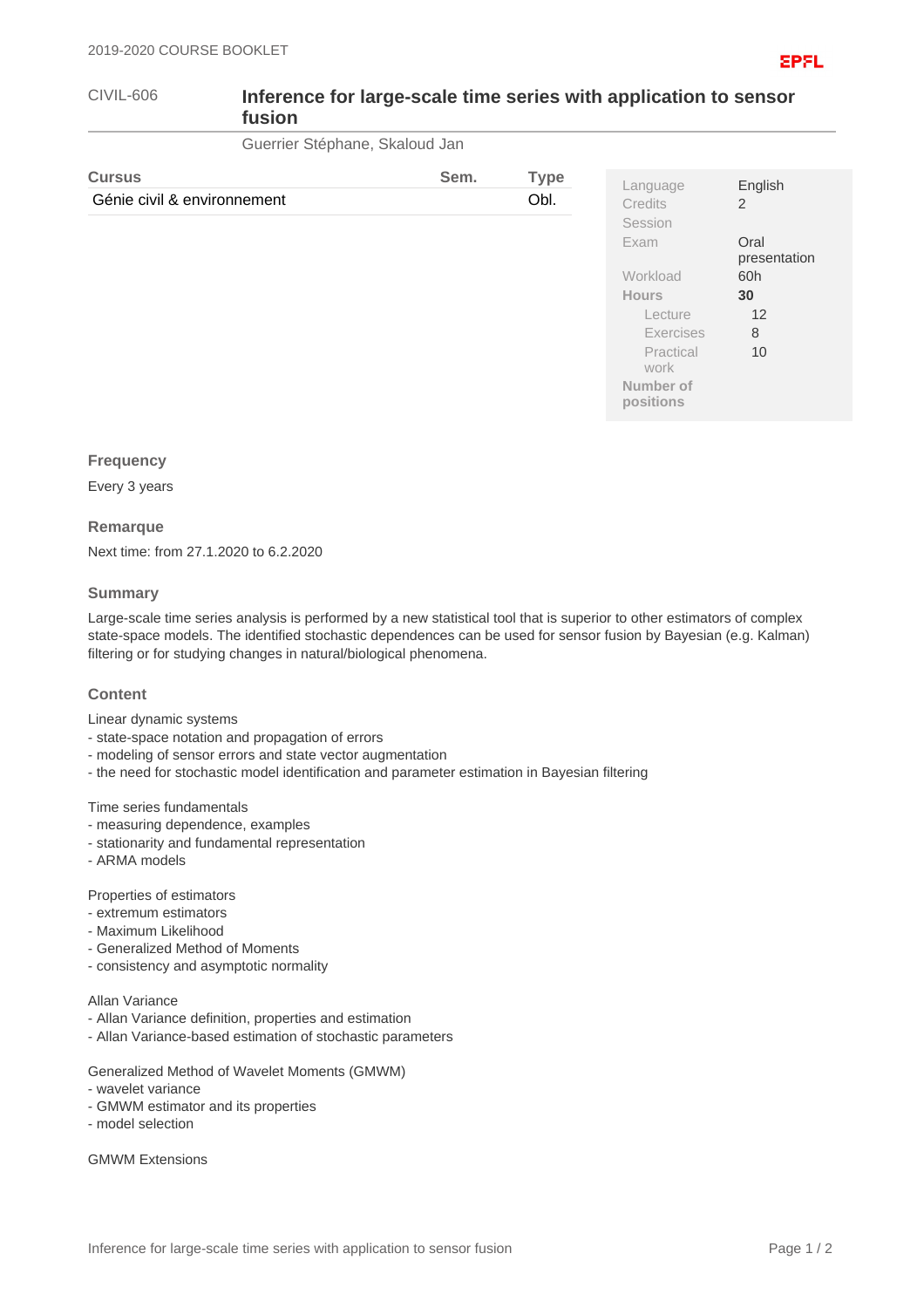# CIVIL-606 Inference for large-scale time series with application to sensor fusion

Guerrier Stéphane, Skaloud Jan

| Cursus | Sem. | Type |
|---|---|---|
| Génie civil & environnement | | Obl. |

| | |
|---|---|
| Language | English |
| Credits | 2 |
| Session | |
| Exam | Oral presentation |
| Workload | 60h |
| **Hours** | **30** |
| Lecture | 12 |
| Exercises | 8 |
| Practical work | 10 |
| **Number of positions** | |

### Frequency

Every 3 years

### Remarque

Next time: from 27.1.2020 to 6.2.2020

### Summary

Large-scale time series analysis is performed by a new statistical tool that is superior to other estimators of complex state-space models. The identified stochastic dependences can be used for sensor fusion by Bayesian (e.g. Kalman) filtering or for studying changes in natural/biological phenomena.

### Content

Linear dynamic systems
- state-space notation and propagation of errors
- modeling of sensor errors and state vector augmentation
- the need for stochastic model identification and parameter estimation in Bayesian filtering

Time series fundamentals
- measuring dependence, examples
- stationarity and fundamental representation
- ARMA models

Properties of estimators
- extremum estimators
- Maximum Likelihood
- Generalized Method of Moments
- consistency and asymptotic normality

Allan Variance
- Allan Variance definition, properties and estimation
- Allan Variance-based estimation of stochastic parameters

Generalized Method of Wavelet Moments (GMWM)
- wavelet variance
- GMWM estimator and its properties
- model selection

GMWM Extensions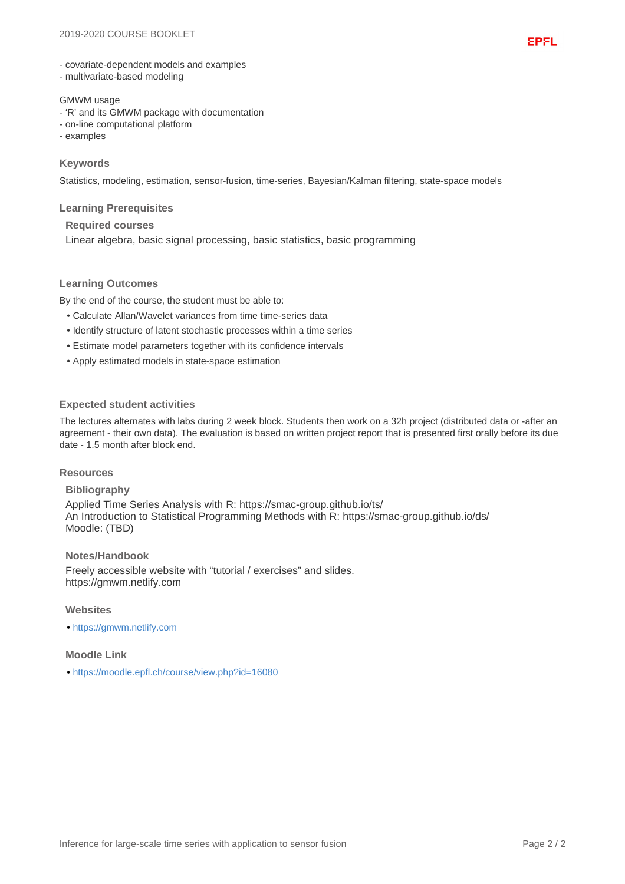- covariate-dependent models and examples
- multivariate-based modeling

GMWM usage
- 'R' and its GMWM package with documentation
- on-line computational platform
- examples

## Keywords

Statistics, modeling, estimation, sensor-fusion, time-series, Bayesian/Kalman filtering, state-space models

## Learning Prerequisites

### Required courses

Linear algebra, basic signal processing, basic statistics, basic programming

## Learning Outcomes

By the end of the course, the student must be able to:

- Calculate Allan/Wavelet variances from time time-series data
- Identify structure of latent stochastic processes within a time series
- Estimate model parameters together with its confidence intervals
- Apply estimated models in state-space estimation

## Expected student activities

The lectures alternates with labs during 2 week block. Students then work on a 32h project (distributed data or -after an agreement - their own data). The evaluation is based on written project report that is presented first orally before its due date - 1.5 month after block end.

## Resources

### Bibliography

Applied Time Series Analysis with R: https://smac-group.github.io/ts/
An Introduction to Statistical Programming Methods with R: https://smac-group.github.io/ds/
Moodle: (TBD)

### Notes/Handbook

Freely accessible website with "tutorial / exercises" and slides.
https://gmwm.netlify.com

### Websites

- https://gmwm.netlify.com

### Moodle Link

- https://moodle.epfl.ch/course/view.php?id=16080